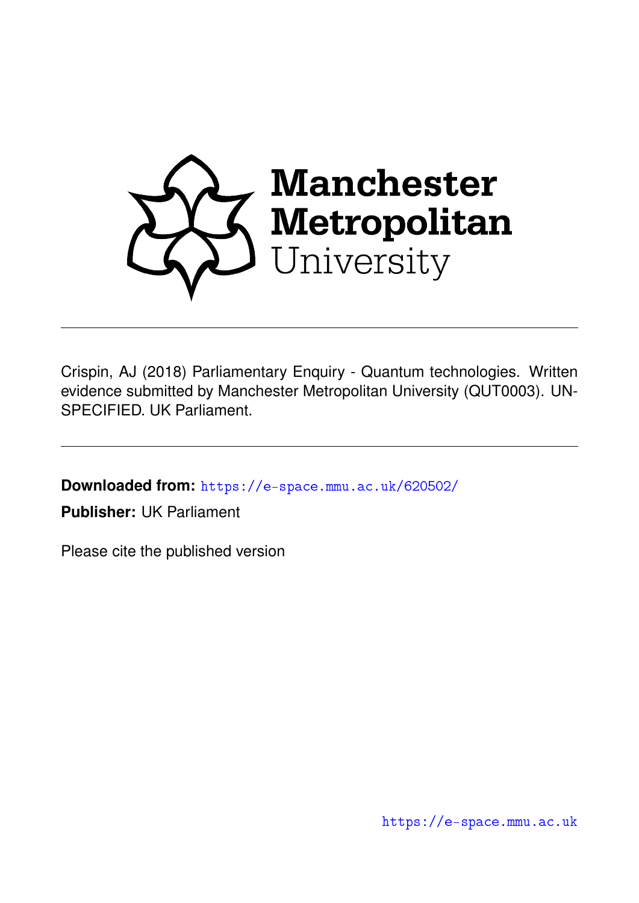Manchester Metropolitan University

Crispin, AJ (2018) Parliamentary Enquiry - Quantum technologies. Written evidence submitted by Manchester Metropolitan University (QUT0003). UN-SPECIFIED. UK Parliament.

**Downloaded from:** https://e-space.mmu.ac.uk/620502/

**Publisher:** UK Parliament

Please cite the published version

https://e-space.mmu.ac.uk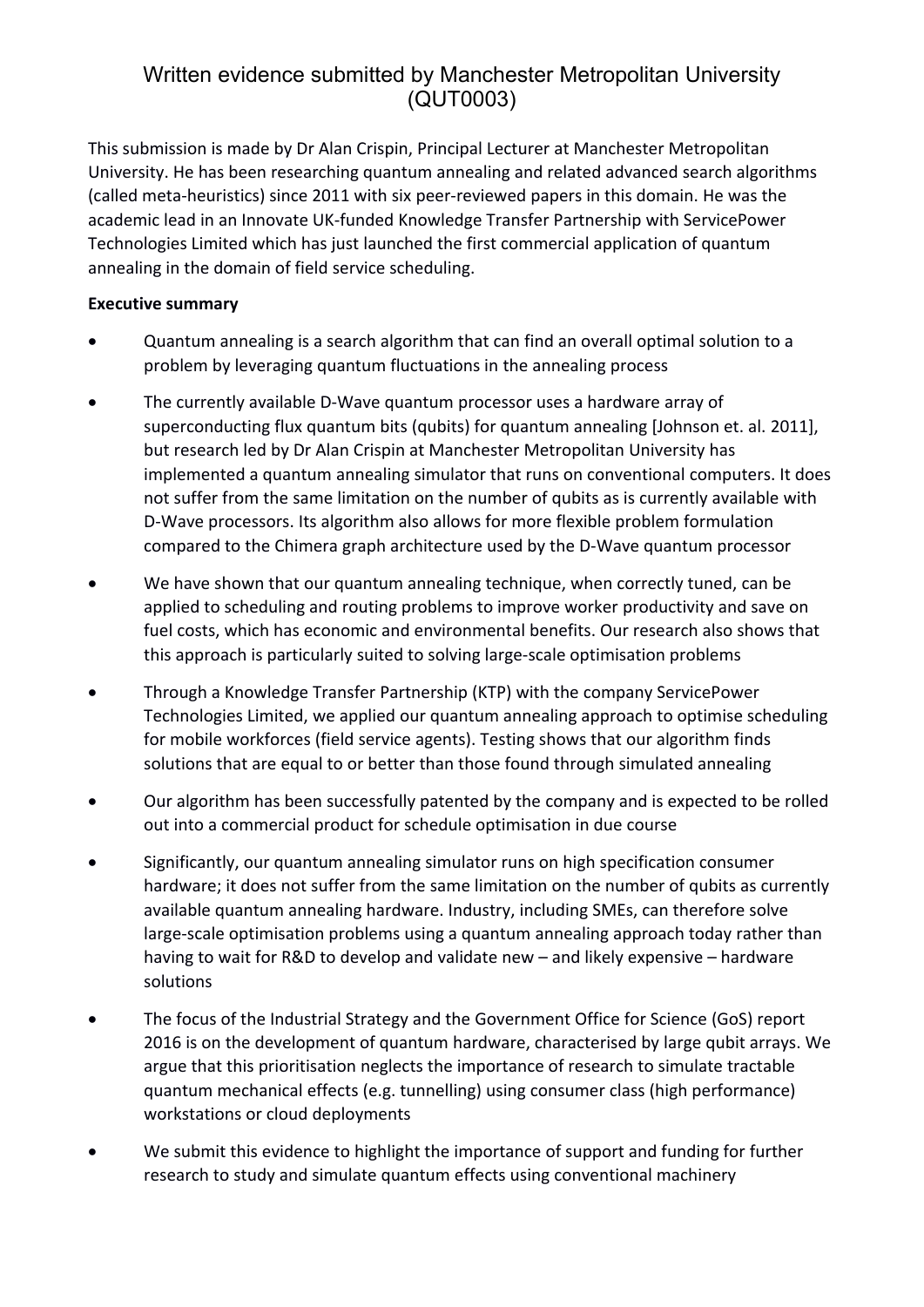# Written evidence submitted by Manchester Metropolitan University (QUT0003)

This submission is made by Dr Alan Crispin, Principal Lecturer at Manchester Metropolitan University. He has been researching quantum annealing and related advanced search algorithms (called meta-heuristics) since 2011 with six peer-reviewed papers in this domain. He was the academic lead in an Innovate UK-funded Knowledge Transfer Partnership with ServicePower Technologies Limited which has just launched the first commercial application of quantum annealing in the domain of field service scheduling.

**Executive summary**

- Quantum annealing is a search algorithm that can find an overall optimal solution to a problem by leveraging quantum fluctuations in the annealing process
- The currently available D-Wave quantum processor uses a hardware array of superconducting flux quantum bits (qubits) for quantum annealing [Johnson et. al. 2011], but research led by Dr Alan Crispin at Manchester Metropolitan University has implemented a quantum annealing simulator that runs on conventional computers. It does not suffer from the same limitation on the number of qubits as is currently available with D-Wave processors. Its algorithm also allows for more flexible problem formulation compared to the Chimera graph architecture used by the D-Wave quantum processor
- We have shown that our quantum annealing technique, when correctly tuned, can be applied to scheduling and routing problems to improve worker productivity and save on fuel costs, which has economic and environmental benefits. Our research also shows that this approach is particularly suited to solving large-scale optimisation problems
- Through a Knowledge Transfer Partnership (KTP) with the company ServicePower Technologies Limited, we applied our quantum annealing approach to optimise scheduling for mobile workforces (field service agents). Testing shows that our algorithm finds solutions that are equal to or better than those found through simulated annealing
- Our algorithm has been successfully patented by the company and is expected to be rolled out into a commercial product for schedule optimisation in due course
- Significantly, our quantum annealing simulator runs on high specification consumer hardware; it does not suffer from the same limitation on the number of qubits as currently available quantum annealing hardware. Industry, including SMEs, can therefore solve large-scale optimisation problems using a quantum annealing approach today rather than having to wait for R&D to develop and validate new – and likely expensive – hardware solutions
- The focus of the Industrial Strategy and the Government Office for Science (GoS) report 2016 is on the development of quantum hardware, characterised by large qubit arrays. We argue that this prioritisation neglects the importance of research to simulate tractable quantum mechanical effects (e.g. tunnelling) using consumer class (high performance) workstations or cloud deployments
- We submit this evidence to highlight the importance of support and funding for further research to study and simulate quantum effects using conventional machinery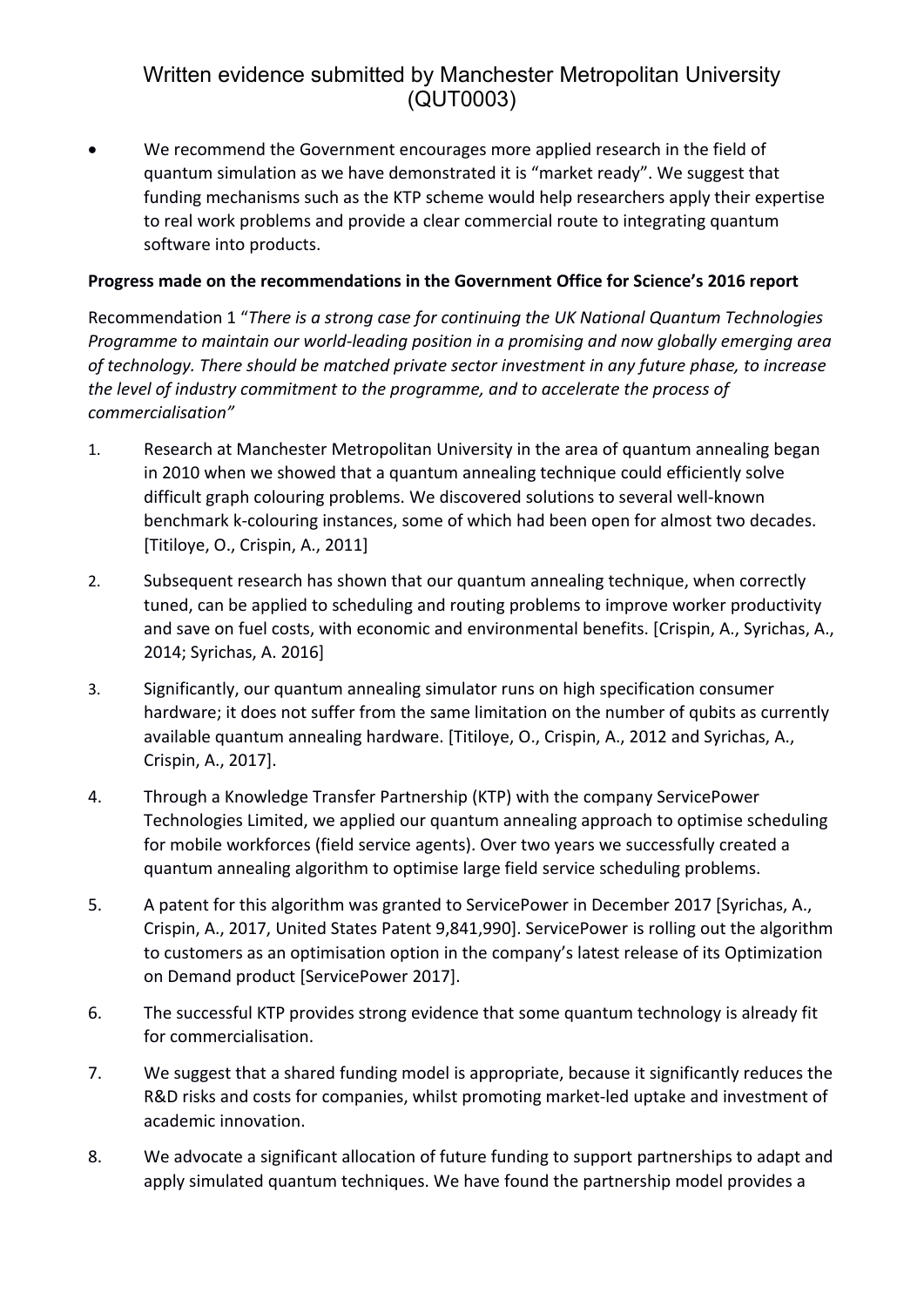# Written evidence submitted by Manchester Metropolitan University (QUT0003)

- We recommend the Government encourages more applied research in the field of quantum simulation as we have demonstrated it is "market ready". We suggest that funding mechanisms such as the KTP scheme would help researchers apply their expertise to real work problems and provide a clear commercial route to integrating quantum software into products.

**Progress made on the recommendations in the Government Office for Science's 2016 report**

Recommendation 1 "*There is a strong case for continuing the UK National Quantum Technologies Programme to maintain our world-leading position in a promising and now globally emerging area of technology. There should be matched private sector investment in any future phase, to increase the level of industry commitment to the programme, and to accelerate the process of commercialisation*"

1. Research at Manchester Metropolitan University in the area of quantum annealing began in 2010 when we showed that a quantum annealing technique could efficiently solve difficult graph colouring problems. We discovered solutions to several well-known benchmark k-colouring instances, some of which had been open for almost two decades. [Titiloye, O., Crispin, A., 2011]

2. Subsequent research has shown that our quantum annealing technique, when correctly tuned, can be applied to scheduling and routing problems to improve worker productivity and save on fuel costs, with economic and environmental benefits. [Crispin, A., Syrichas, A., 2014; Syrichas, A. 2016]

3. Significantly, our quantum annealing simulator runs on high specification consumer hardware; it does not suffer from the same limitation on the number of qubits as currently available quantum annealing hardware. [Titiloye, O., Crispin, A., 2012 and Syrichas, A., Crispin, A., 2017].

4. Through a Knowledge Transfer Partnership (KTP) with the company ServicePower Technologies Limited, we applied our quantum annealing approach to optimise scheduling for mobile workforces (field service agents). Over two years we successfully created a quantum annealing algorithm to optimise large field service scheduling problems.

5. A patent for this algorithm was granted to ServicePower in December 2017 [Syrichas, A., Crispin, A., 2017, United States Patent 9,841,990]. ServicePower is rolling out the algorithm to customers as an optimisation option in the company's latest release of its Optimization on Demand product [ServicePower 2017].

6. The successful KTP provides strong evidence that some quantum technology is already fit for commercialisation.

7. We suggest that a shared funding model is appropriate, because it significantly reduces the R&D risks and costs for companies, whilst promoting market-led uptake and investment of academic innovation.

8. We advocate a significant allocation of future funding to support partnerships to adapt and apply simulated quantum techniques. We have found the partnership model provides a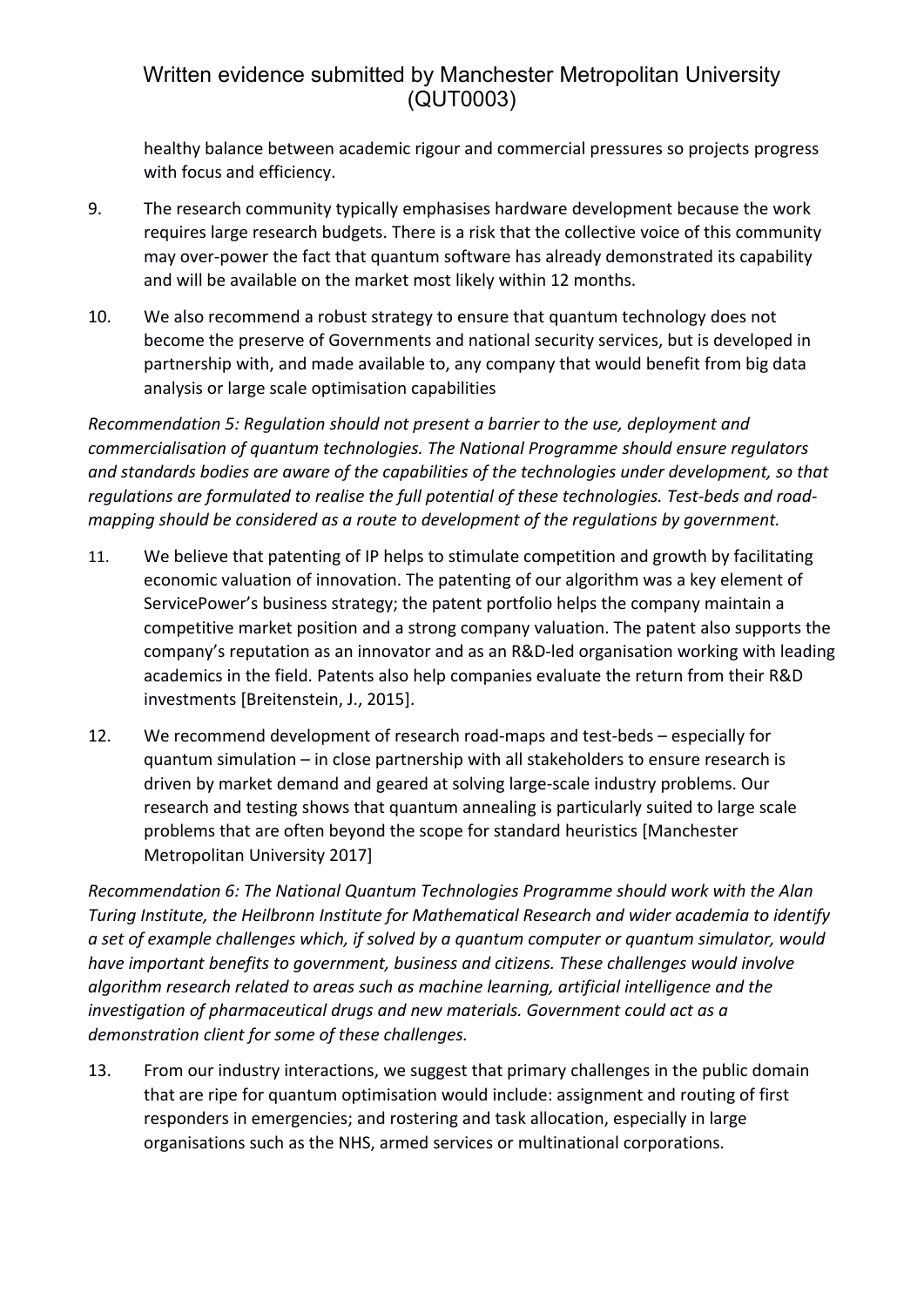healthy balance between academic rigour and commercial pressures so projects progress with focus and efficiency.

9. The research community typically emphasises hardware development because the work requires large research budgets. There is a risk that the collective voice of this community may over-power the fact that quantum software has already demonstrated its capability and will be available on the market most likely within 12 months.

10. We also recommend a robust strategy to ensure that quantum technology does not become the preserve of Governments and national security services, but is developed in partnership with, and made available to, any company that would benefit from big data analysis or large scale optimisation capabilities

*Recommendation 5: Regulation should not present a barrier to the use, deployment and commercialisation of quantum technologies. The National Programme should ensure regulators and standards bodies are aware of the capabilities of the technologies under development, so that regulations are formulated to realise the full potential of these technologies. Test-beds and road-mapping should be considered as a route to development of the regulations by government.*

11. We believe that patenting of IP helps to stimulate competition and growth by facilitating economic valuation of innovation. The patenting of our algorithm was a key element of ServicePower's business strategy; the patent portfolio helps the company maintain a competitive market position and a strong company valuation. The patent also supports the company's reputation as an innovator and as an R&D-led organisation working with leading academics in the field. Patents also help companies evaluate the return from their R&D investments [Breitenstein, J., 2015].

12. We recommend development of research road-maps and test-beds – especially for quantum simulation – in close partnership with all stakeholders to ensure research is driven by market demand and geared at solving large-scale industry problems. Our research and testing shows that quantum annealing is particularly suited to large scale problems that are often beyond the scope for standard heuristics [Manchester Metropolitan University 2017]

*Recommendation 6: The National Quantum Technologies Programme should work with the Alan Turing Institute, the Heilbronn Institute for Mathematical Research and wider academia to identify a set of example challenges which, if solved by a quantum computer or quantum simulator, would have important benefits to government, business and citizens. These challenges would involve algorithm research related to areas such as machine learning, artificial intelligence and the investigation of pharmaceutical drugs and new materials. Government could act as a demonstration client for some of these challenges.*

13. From our industry interactions, we suggest that primary challenges in the public domain that are ripe for quantum optimisation would include: assignment and routing of first responders in emergencies; and rostering and task allocation, especially in large organisations such as the NHS, armed services or multinational corporations.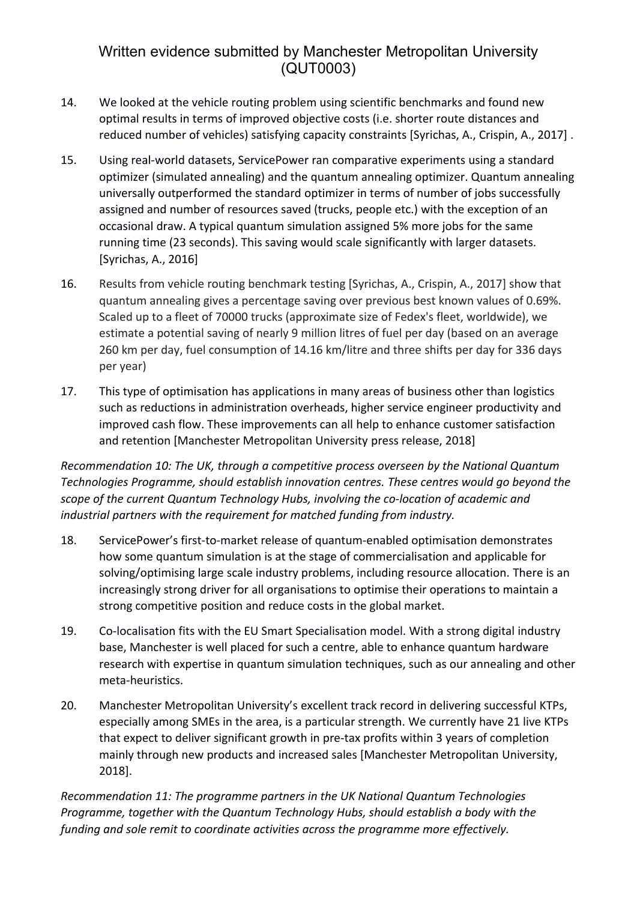14. We looked at the vehicle routing problem using scientific benchmarks and found new optimal results in terms of improved objective costs (i.e. shorter route distances and reduced number of vehicles) satisfying capacity constraints [Syrichas, A., Crispin, A., 2017] .

15. Using real-world datasets, ServicePower ran comparative experiments using a standard optimizer (simulated annealing) and the quantum annealing optimizer. Quantum annealing universally outperformed the standard optimizer in terms of number of jobs successfully assigned and number of resources saved (trucks, people etc.) with the exception of an occasional draw. A typical quantum simulation assigned 5% more jobs for the same running time (23 seconds). This saving would scale significantly with larger datasets. [Syrichas, A., 2016]

16. Results from vehicle routing benchmark testing [Syrichas, A., Crispin, A., 2017] show that quantum annealing gives a percentage saving over previous best known values of 0.69%. Scaled up to a fleet of 70000 trucks (approximate size of Fedex's fleet, worldwide), we estimate a potential saving of nearly 9 million litres of fuel per day (based on an average 260 km per day, fuel consumption of 14.16 km/litre and three shifts per day for 336 days per year)

17. This type of optimisation has applications in many areas of business other than logistics such as reductions in administration overheads, higher service engineer productivity and improved cash flow. These improvements can all help to enhance customer satisfaction and retention [Manchester Metropolitan University press release, 2018]

*Recommendation 10: The UK, through a competitive process overseen by the National Quantum Technologies Programme, should establish innovation centres. These centres would go beyond the scope of the current Quantum Technology Hubs, involving the co-location of academic and industrial partners with the requirement for matched funding from industry.*

18. ServicePower's first-to-market release of quantum-enabled optimisation demonstrates how some quantum simulation is at the stage of commercialisation and applicable for solving/optimising large scale industry problems, including resource allocation. There is an increasingly strong driver for all organisations to optimise their operations to maintain a strong competitive position and reduce costs in the global market.

19. Co-localisation fits with the EU Smart Specialisation model. With a strong digital industry base, Manchester is well placed for such a centre, able to enhance quantum hardware research with expertise in quantum simulation techniques, such as our annealing and other meta-heuristics.

20. Manchester Metropolitan University's excellent track record in delivering successful KTPs, especially among SMEs in the area, is a particular strength. We currently have 21 live KTPs that expect to deliver significant growth in pre-tax profits within 3 years of completion mainly through new products and increased sales [Manchester Metropolitan University, 2018].

*Recommendation 11: The programme partners in the UK National Quantum Technologies Programme, together with the Quantum Technology Hubs, should establish a body with the funding and sole remit to coordinate activities across the programme more effectively.*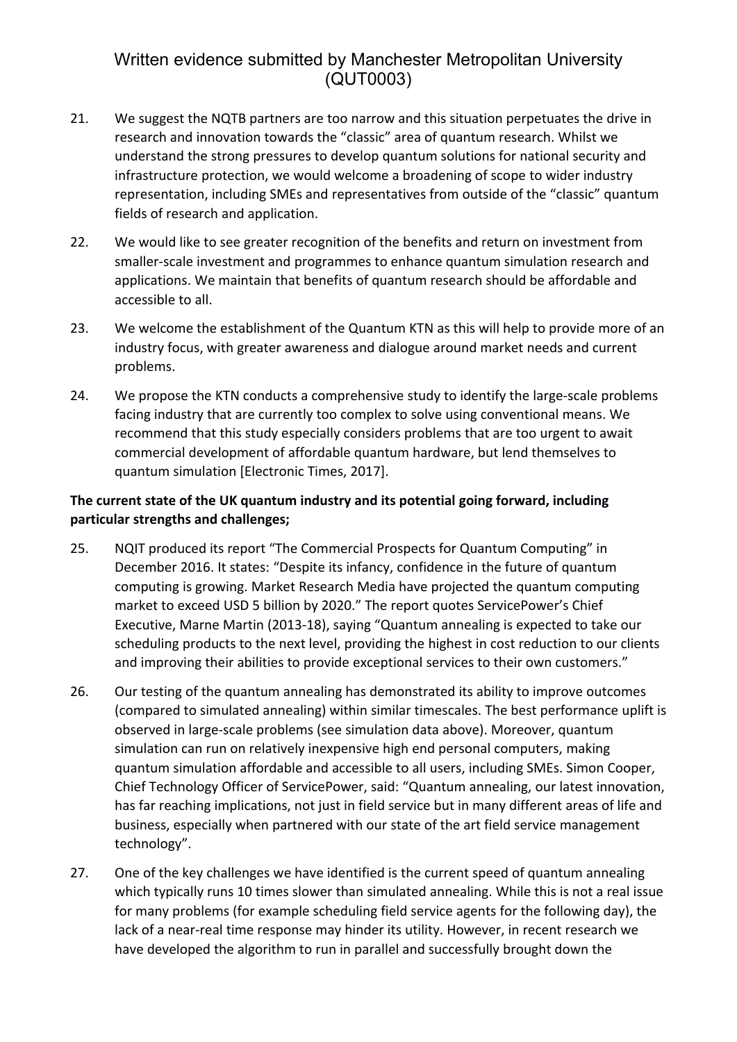21. We suggest the NQTB partners are too narrow and this situation perpetuates the drive in research and innovation towards the "classic" area of quantum research. Whilst we understand the strong pressures to develop quantum solutions for national security and infrastructure protection, we would welcome a broadening of scope to wider industry representation, including SMEs and representatives from outside of the "classic" quantum fields of research and application.

22. We would like to see greater recognition of the benefits and return on investment from smaller-scale investment and programmes to enhance quantum simulation research and applications. We maintain that benefits of quantum research should be affordable and accessible to all.

23. We welcome the establishment of the Quantum KTN as this will help to provide more of an industry focus, with greater awareness and dialogue around market needs and current problems.

24. We propose the KTN conducts a comprehensive study to identify the large-scale problems facing industry that are currently too complex to solve using conventional means. We recommend that this study especially considers problems that are too urgent to await commercial development of affordable quantum hardware, but lend themselves to quantum simulation [Electronic Times, 2017].

**The current state of the UK quantum industry and its potential going forward, including particular strengths and challenges;**

25. NQIT produced its report "The Commercial Prospects for Quantum Computing" in December 2016. It states: "Despite its infancy, confidence in the future of quantum computing is growing. Market Research Media have projected the quantum computing market to exceed USD 5 billion by 2020." The report quotes ServicePower's Chief Executive, Marne Martin (2013-18), saying "Quantum annealing is expected to take our scheduling products to the next level, providing the highest in cost reduction to our clients and improving their abilities to provide exceptional services to their own customers."

26. Our testing of the quantum annealing has demonstrated its ability to improve outcomes (compared to simulated annealing) within similar timescales. The best performance uplift is observed in large-scale problems (see simulation data above). Moreover, quantum simulation can run on relatively inexpensive high end personal computers, making quantum simulation affordable and accessible to all users, including SMEs. Simon Cooper, Chief Technology Officer of ServicePower, said: "Quantum annealing, our latest innovation, has far reaching implications, not just in field service but in many different areas of life and business, especially when partnered with our state of the art field service management technology".

27. One of the key challenges we have identified is the current speed of quantum annealing which typically runs 10 times slower than simulated annealing. While this is not a real issue for many problems (for example scheduling field service agents for the following day), the lack of a near-real time response may hinder its utility. However, in recent research we have developed the algorithm to run in parallel and successfully brought down the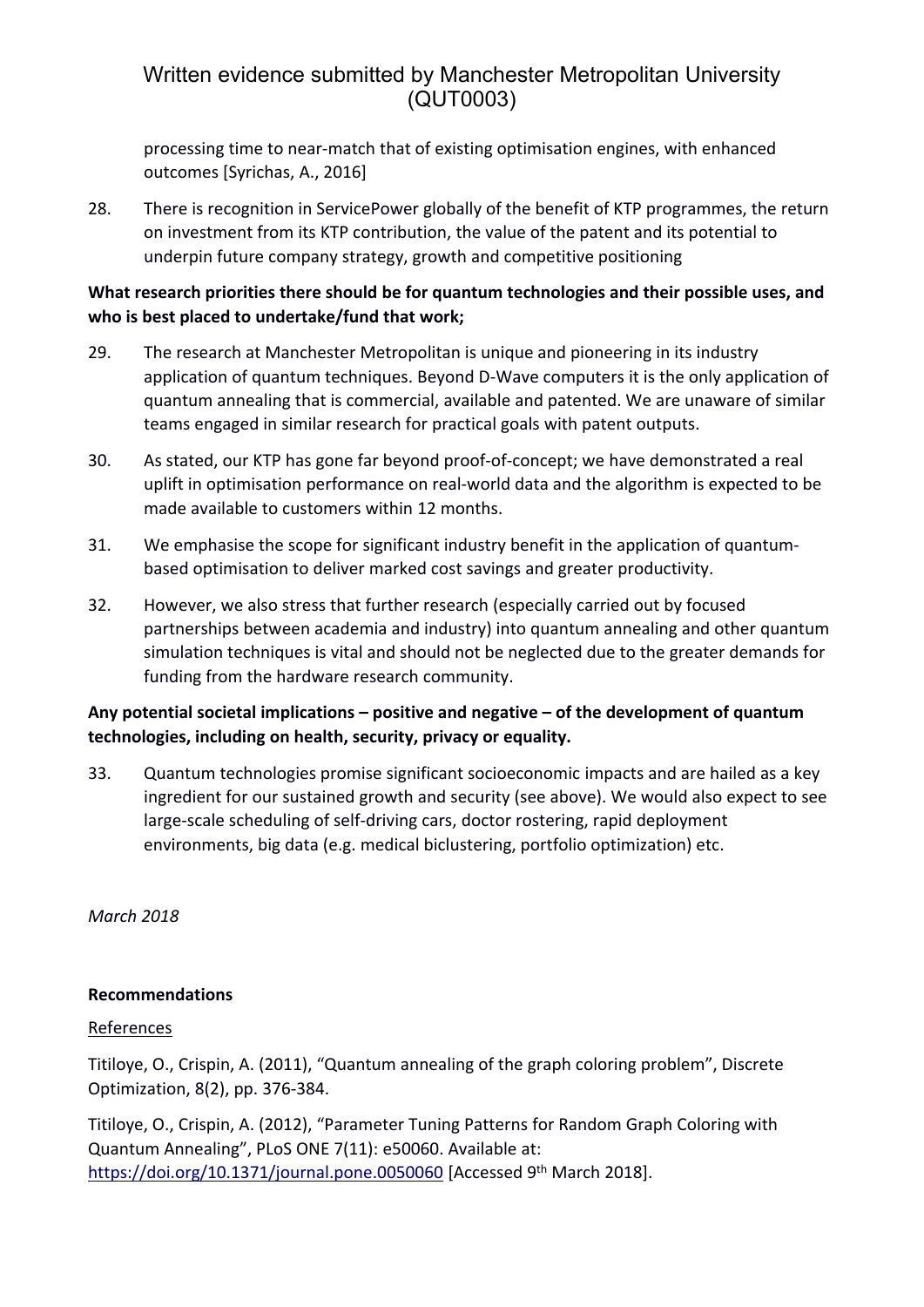processing time to near-match that of existing optimisation engines, with enhanced outcomes [Syrichas, A., 2016]

28. There is recognition in ServicePower globally of the benefit of KTP programmes, the return on investment from its KTP contribution, the value of the patent and its potential to underpin future company strategy, growth and competitive positioning

**What research priorities there should be for quantum technologies and their possible uses, and who is best placed to undertake/fund that work;**

29. The research at Manchester Metropolitan is unique and pioneering in its industry application of quantum techniques. Beyond D-Wave computers it is the only application of quantum annealing that is commercial, available and patented. We are unaware of similar teams engaged in similar research for practical goals with patent outputs.

30. As stated, our KTP has gone far beyond proof-of-concept; we have demonstrated a real uplift in optimisation performance on real-world data and the algorithm is expected to be made available to customers within 12 months.

31. We emphasise the scope for significant industry benefit in the application of quantum-based optimisation to deliver marked cost savings and greater productivity.

32. However, we also stress that further research (especially carried out by focused partnerships between academia and industry) into quantum annealing and other quantum simulation techniques is vital and should not be neglected due to the greater demands for funding from the hardware research community.

**Any potential societal implications – positive and negative – of the development of quantum technologies, including on health, security, privacy or equality.**

33. Quantum technologies promise significant socioeconomic impacts and are hailed as a key ingredient for our sustained growth and security (see above). We would also expect to see large-scale scheduling of self-driving cars, doctor rostering, rapid deployment environments, big data (e.g. medical biclustering, portfolio optimization) etc.

*March 2018*

**Recommendations**

References

Titiloye, O., Crispin, A. (2011), "Quantum annealing of the graph coloring problem", Discrete Optimization, 8(2), pp. 376-384.

Titiloye, O., Crispin, A. (2012), "Parameter Tuning Patterns for Random Graph Coloring with Quantum Annealing", PLoS ONE 7(11): e50060. Available at: https://doi.org/10.1371/journal.pone.0050060 [Accessed 9th March 2018].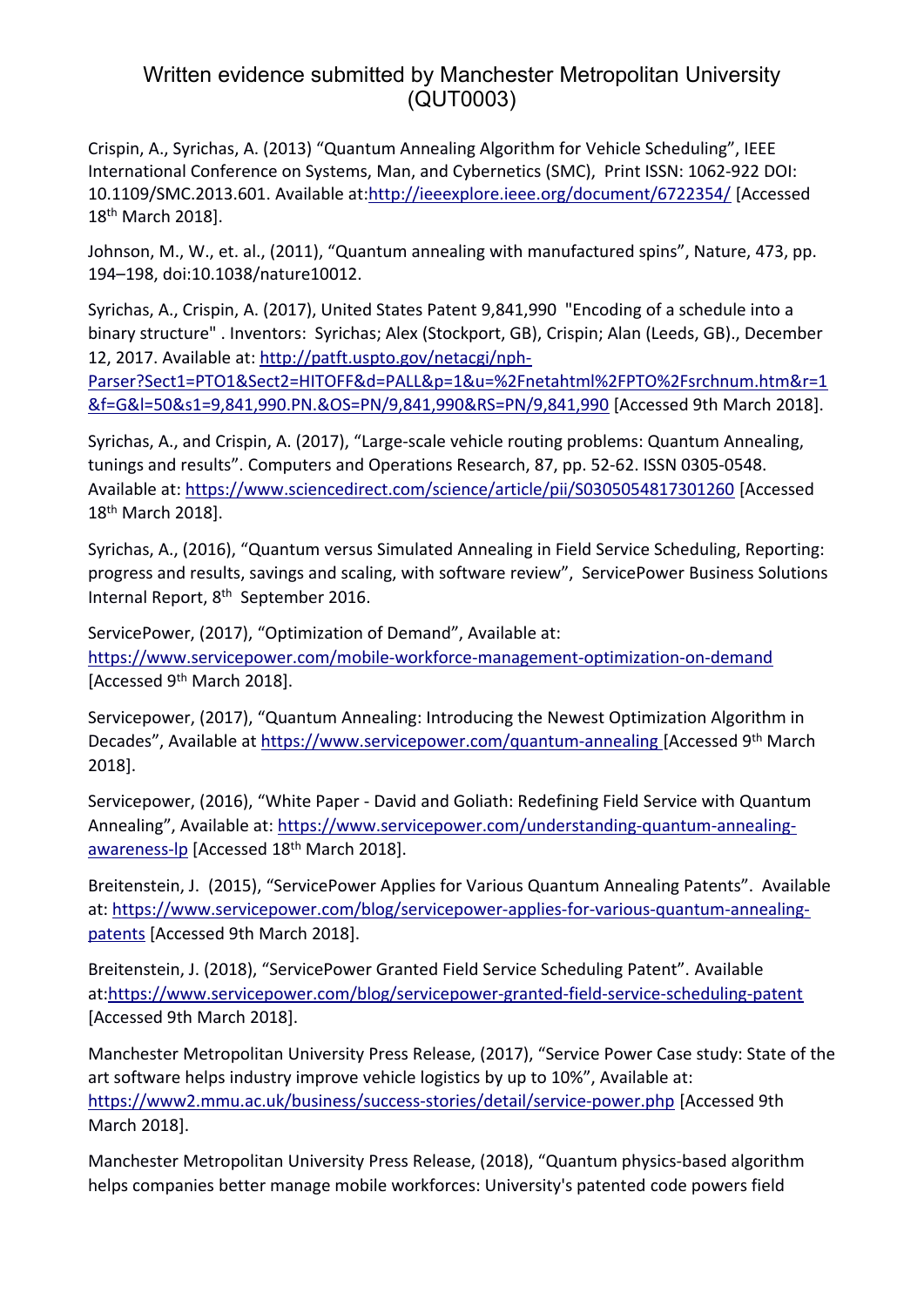# Written evidence submitted by Manchester Metropolitan University (QUT0003)

Crispin, A., Syrichas, A. (2013) "Quantum Annealing Algorithm for Vehicle Scheduling", IEEE International Conference on Systems, Man, and Cybernetics (SMC), Print ISSN: 1062-922 DOI: 10.1109/SMC.2013.601. Available at:http://ieeexplore.ieee.org/document/6722354/ [Accessed 18th March 2018].

Johnson, M., W., et. al., (2011), "Quantum annealing with manufactured spins", Nature, 473, pp. 194–198, doi:10.1038/nature10012.

Syrichas, A., Crispin, A. (2017), United States Patent 9,841,990 "Encoding of a schedule into a binary structure" . Inventors: Syrichas; Alex (Stockport, GB), Crispin; Alan (Leeds, GB)., December 12, 2017. Available at: http://patft.uspto.gov/netacgi/nph-Parser?Sect1=PTO1&Sect2=HITOFF&d=PALL&p=1&u=%2Fnetahtml%2FPTO%2Fsrchnum.htm&r=1&f=G&l=50&s1=9,841,990.PN.&OS=PN/9,841,990&RS=PN/9,841,990 [Accessed 9th March 2018].

Syrichas, A., and Crispin, A. (2017), "Large-scale vehicle routing problems: Quantum Annealing, tunings and results". Computers and Operations Research, 87, pp. 52-62. ISSN 0305-0548. Available at: https://www.sciencedirect.com/science/article/pii/S0305054817301260 [Accessed 18th March 2018].

Syrichas, A., (2016), "Quantum versus Simulated Annealing in Field Service Scheduling, Reporting: progress and results, savings and scaling, with software review", ServicePower Business Solutions Internal Report, 8th September 2016.

ServicePower, (2017), "Optimization of Demand", Available at: https://www.servicepower.com/mobile-workforce-management-optimization-on-demand [Accessed 9th March 2018].

Servicepower, (2017), "Quantum Annealing: Introducing the Newest Optimization Algorithm in Decades", Available at https://www.servicepower.com/quantum-annealing [Accessed 9th March 2018].

Servicepower, (2016), "White Paper - David and Goliath: Redefining Field Service with Quantum Annealing", Available at: https://www.servicepower.com/understanding-quantum-annealing-awareness-lp [Accessed 18th March 2018].

Breitenstein, J. (2015), "ServicePower Applies for Various Quantum Annealing Patents". Available at: https://www.servicepower.com/blog/servicepower-applies-for-various-quantum-annealing-patents [Accessed 9th March 2018].

Breitenstein, J. (2018), "ServicePower Granted Field Service Scheduling Patent". Available at:https://www.servicepower.com/blog/servicepower-granted-field-service-scheduling-patent [Accessed 9th March 2018].

Manchester Metropolitan University Press Release, (2017), "Service Power Case study: State of the art software helps industry improve vehicle logistics by up to 10%", Available at: https://www2.mmu.ac.uk/business/success-stories/detail/service-power.php [Accessed 9th March 2018].

Manchester Metropolitan University Press Release, (2018), "Quantum physics-based algorithm helps companies better manage mobile workforces: University's patented code powers field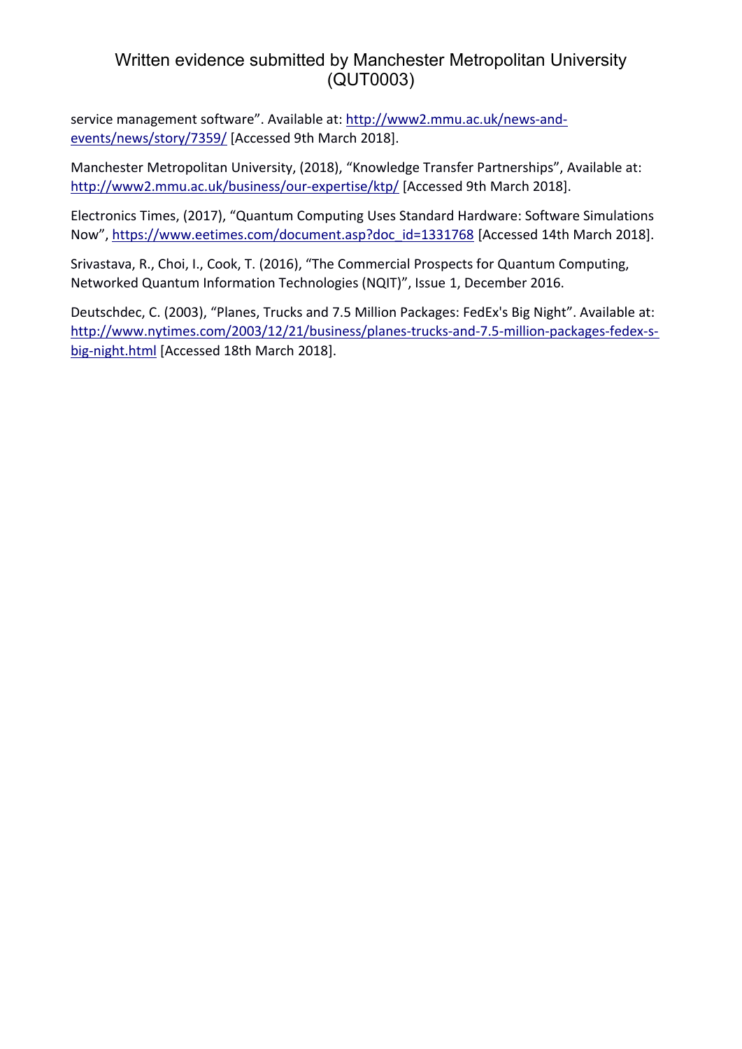service management software". Available at: http://www2.mmu.ac.uk/news-and-events/news/story/7359/ [Accessed 9th March 2018].

Manchester Metropolitan University, (2018), "Knowledge Transfer Partnerships", Available at: http://www2.mmu.ac.uk/business/our-expertise/ktp/ [Accessed 9th March 2018].

Electronics Times, (2017), "Quantum Computing Uses Standard Hardware: Software Simulations Now", https://www.eetimes.com/document.asp?doc_id=1331768 [Accessed 14th March 2018].

Srivastava, R., Choi, I., Cook, T. (2016), "The Commercial Prospects for Quantum Computing, Networked Quantum Information Technologies (NQIT)", Issue 1, December 2016.

Deutschdec, C. (2003), "Planes, Trucks and 7.5 Million Packages: FedEx's Big Night". Available at: http://www.nytimes.com/2003/12/21/business/planes-trucks-and-7.5-million-packages-fedex-s-big-night.html [Accessed 18th March 2018].